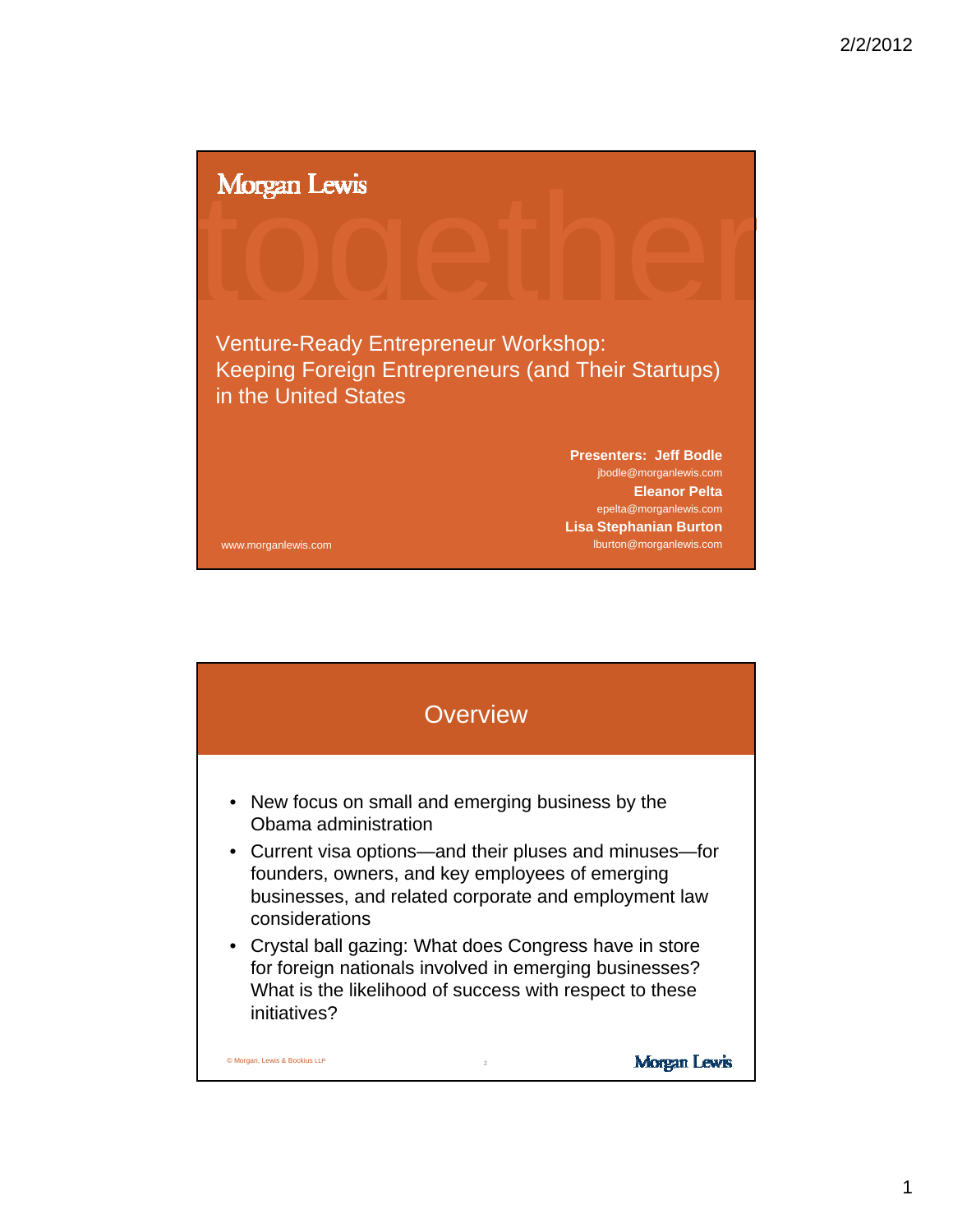Morgan Lewis

# Venture-Ready Entrepreneur Workshop: Keeping Foreign Entrepreneurs (and Their Startups) in the United States

**Presenters: Jeff Bodle**
jbodle@morganlewis.com
**Eleanor Pelta**
epelta@morganlewis.com
**Lisa Stephanian Burton**
lburton@morganlewis.com

www.morganlewis.com

## Overview

- New focus on small and emerging business by the Obama administration
- Current visa options—and their pluses and minuses—for founders, owners, and key employees of emerging businesses, and related corporate and employment law considerations
- Crystal ball gazing: What does Congress have in store for foreign nationals involved in emerging businesses? What is the likelihood of success with respect to these initiatives?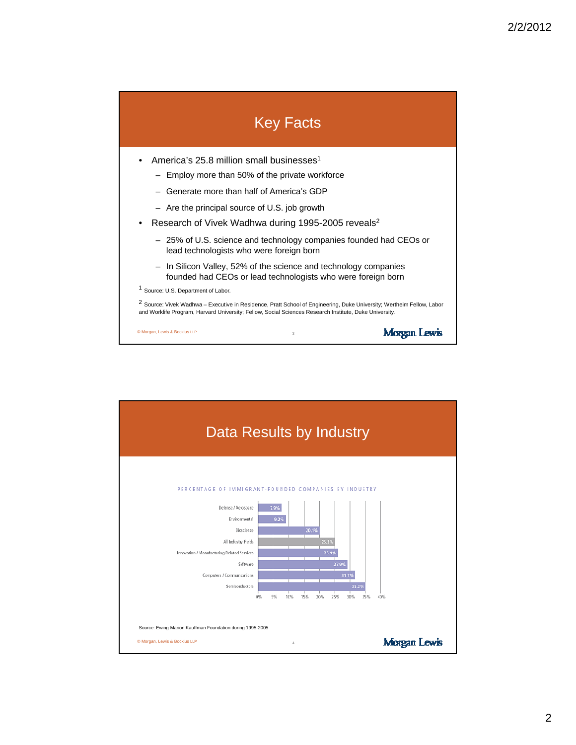# Key Facts

- America's 25.8 million small businesses[1]
  - Employ more than 50% of the private workforce
  - Generate more than half of America's GDP
  - Are the principal source of U.S. job growth
- Research of Vivek Wadhwa during 1995-2005 reveals[2]
  - 25% of U.S. science and technology companies founded had CEOs or lead technologists who were foreign born
  - In Silicon Valley, 52% of the science and technology companies founded had CEOs or lead technologists who were foreign born

[1] Source: U.S. Department of Labor.

[2] Source: Vivek Wadhwa – Executive in Residence, Pratt School of Engineering, Duke University; Wertheim Fellow, Labor and Worklife Program, Harvard University; Fellow, Social Sciences Research Institute, Duke University.

© Morgan, Lewis & Bockius LLP

Morgan Lewis

# Data Results by Industry

PERCENTAGE OF IMMIGRANT-FOUNDED COMPANIES BY INDUSTRY

| Industry | Percentage |
|---|---|
| Defense / Aerospace | 7.9% |
| Environmental | 9.2% |
| Bioscience | 20.1% |
| All Industry Fields | 25.3% |
| Innovation / Manufacturing Related Services | 25.9% |
| Software | 27.9% |
| Computers / Communications | 31.7% |
| Semiconductors | 35.2% |

Source: Ewing Marion Kauffman Foundation during 1995-2005

© Morgan, Lewis & Bockius LLP

Morgan Lewis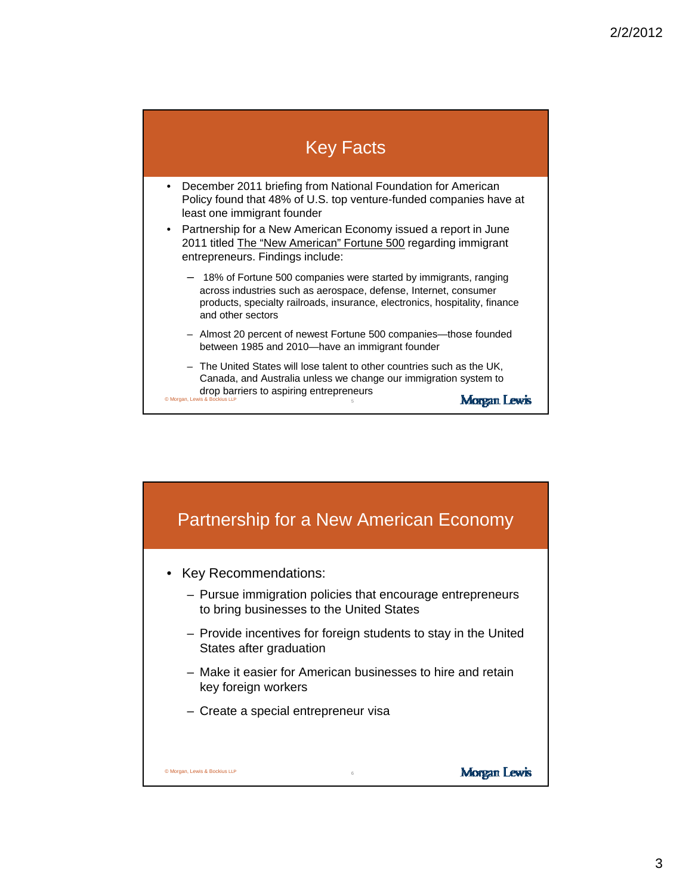## Key Facts

- December 2011 briefing from National Foundation for American Policy found that 48% of U.S. top venture-funded companies have at least one immigrant founder
- Partnership for a New American Economy issued a report in June 2011 titled The "New American" Fortune 500 regarding immigrant entrepreneurs. Findings include:
  - 18% of Fortune 500 companies were started by immigrants, ranging across industries such as aerospace, defense, Internet, consumer products, specialty railroads, insurance, electronics, hospitality, finance and other sectors
  - Almost 20 percent of newest Fortune 500 companies—those founded between 1985 and 2010—have an immigrant founder
  - The United States will lose talent to other countries such as the UK, Canada, and Australia unless we change our immigration system to drop barriers to aspiring entrepreneurs

## Partnership for a New American Economy

- Key Recommendations:
  - Pursue immigration policies that encourage entrepreneurs to bring businesses to the United States
  - Provide incentives for foreign students to stay in the United States after graduation
  - Make it easier for American businesses to hire and retain key foreign workers
  - Create a special entrepreneur visa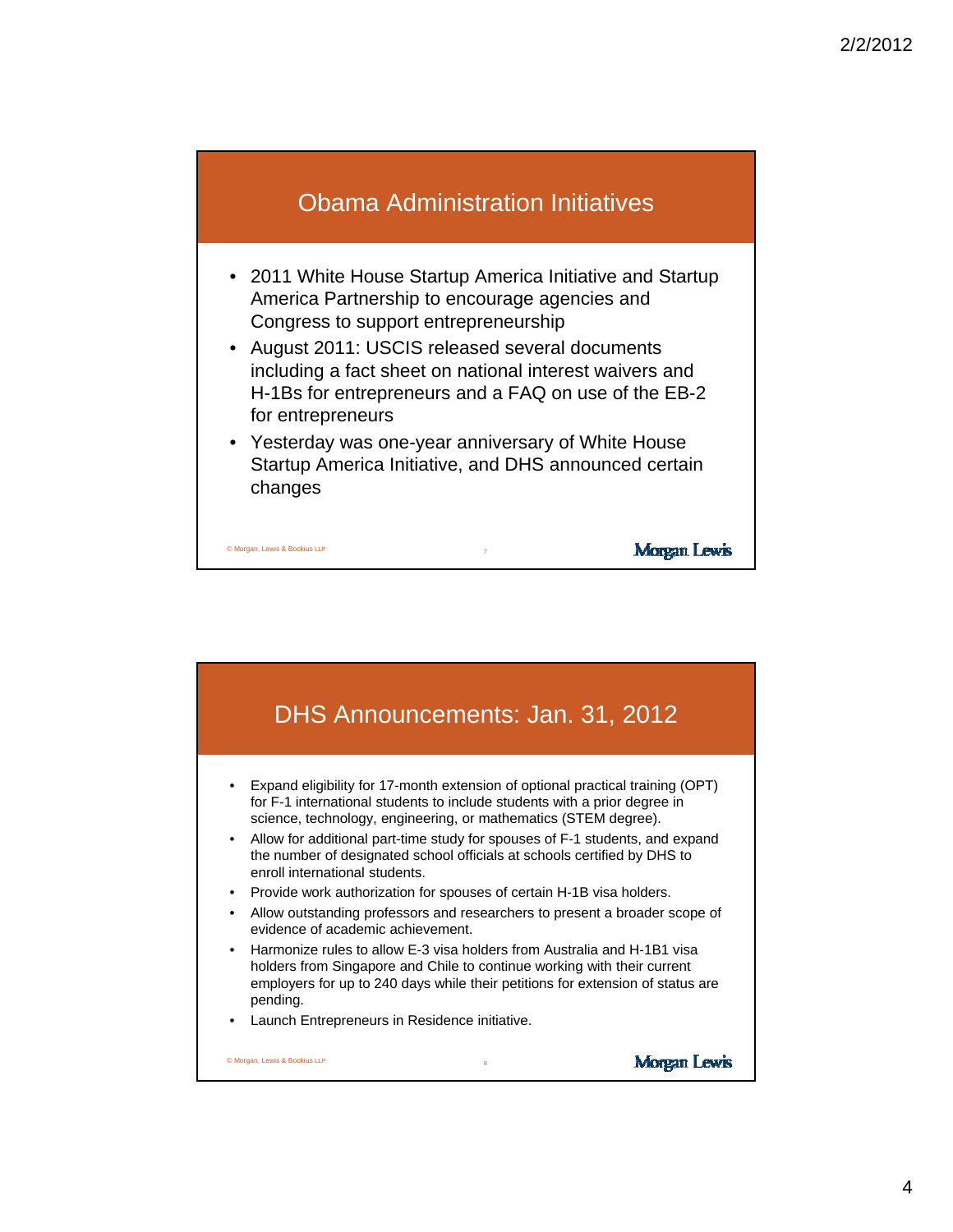## Obama Administration Initiatives

- 2011 White House Startup America Initiative and Startup America Partnership to encourage agencies and Congress to support entrepreneurship
- August 2011: USCIS released several documents including a fact sheet on national interest waivers and H-1Bs for entrepreneurs and a FAQ on use of the EB-2 for entrepreneurs
- Yesterday was one-year anniversary of White House Startup America Initiative, and DHS announced certain changes

## DHS Announcements: Jan. 31, 2012

- Expand eligibility for 17-month extension of optional practical training (OPT) for F-1 international students to include students with a prior degree in science, technology, engineering, or mathematics (STEM degree).
- Allow for additional part-time study for spouses of F-1 students, and expand the number of designated school officials at schools certified by DHS to enroll international students.
- Provide work authorization for spouses of certain H-1B visa holders.
- Allow outstanding professors and researchers to present a broader scope of evidence of academic achievement.
- Harmonize rules to allow E-3 visa holders from Australia and H-1B1 visa holders from Singapore and Chile to continue working with their current employers for up to 240 days while their petitions for extension of status are pending.
- Launch Entrepreneurs in Residence initiative.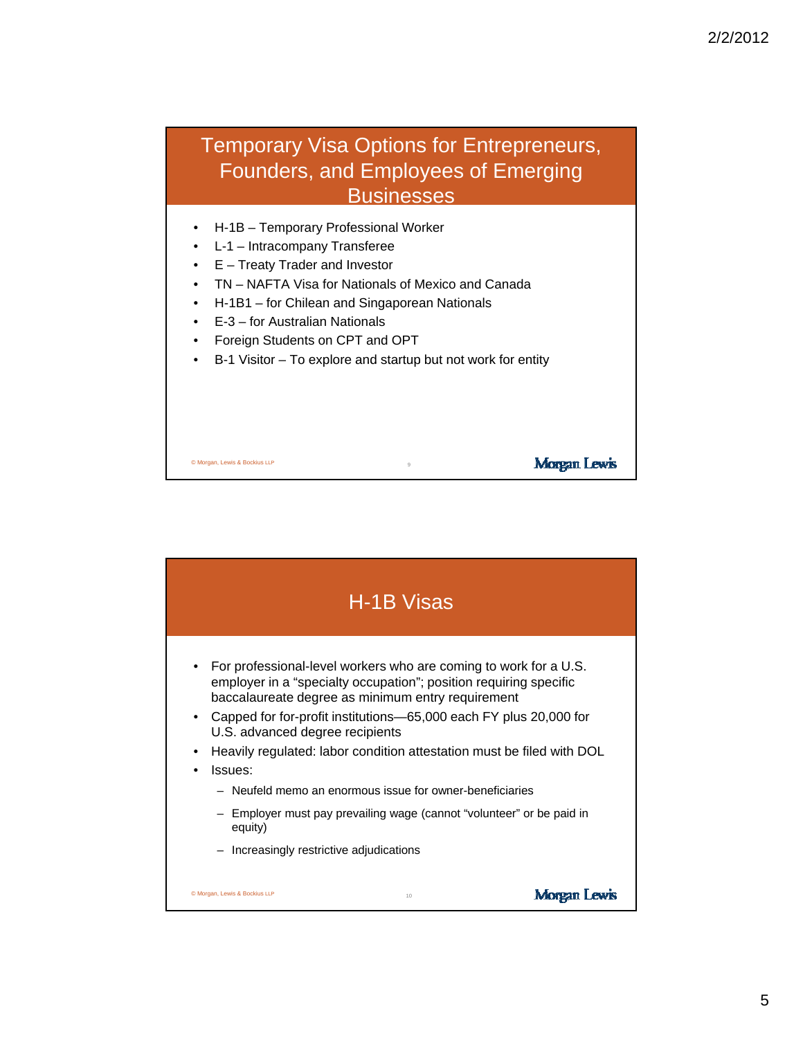## Temporary Visa Options for Entrepreneurs, Founders, and Employees of Emerging Businesses

- H-1B – Temporary Professional Worker
- L-1 – Intracompany Transferee
- E – Treaty Trader and Investor
- TN – NAFTA Visa for Nationals of Mexico and Canada
- H-1B1 – for Chilean and Singaporean Nationals
- E-3 – for Australian Nationals
- Foreign Students on CPT and OPT
- B-1 Visitor – To explore and startup but not work for entity

© Morgan, Lewis & Bockius LLP

## H-1B Visas

- For professional-level workers who are coming to work for a U.S. employer in a "specialty occupation"; position requiring specific baccalaureate degree as minimum entry requirement
- Capped for for-profit institutions—65,000 each FY plus 20,000 for U.S. advanced degree recipients
- Heavily regulated: labor condition attestation must be filed with DOL
- Issues:
  - Neufeld memo an enormous issue for owner-beneficiaries
  - Employer must pay prevailing wage (cannot "volunteer" or be paid in equity)
  - Increasingly restrictive adjudications

© Morgan, Lewis & Bockius LLP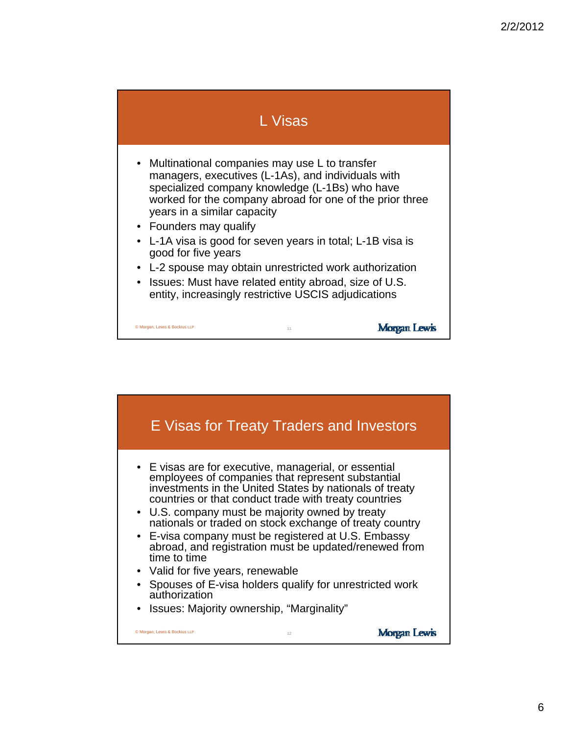## L Visas

- Multinational companies may use L to transfer managers, executives (L-1As), and individuals with specialized company knowledge (L-1Bs) who have worked for the company abroad for one of the prior three years in a similar capacity
- Founders may qualify
- L-1A visa is good for seven years in total; L-1B visa is good for five years
- L-2 spouse may obtain unrestricted work authorization
- Issues: Must have related entity abroad, size of U.S. entity, increasingly restrictive USCIS adjudications

© Morgan, Lewis & Bockius LLP

## E Visas for Treaty Traders and Investors

- E visas are for executive, managerial, or essential employees of companies that represent substantial investments in the United States by nationals of treaty countries or that conduct trade with treaty countries
- U.S. company must be majority owned by treaty nationals or traded on stock exchange of treaty country
- E-visa company must be registered at U.S. Embassy abroad, and registration must be updated/renewed from time to time
- Valid for five years, renewable
- Spouses of E-visa holders qualify for unrestricted work authorization
- Issues: Majority ownership, "Marginality"

© Morgan, Lewis & Bockius LLP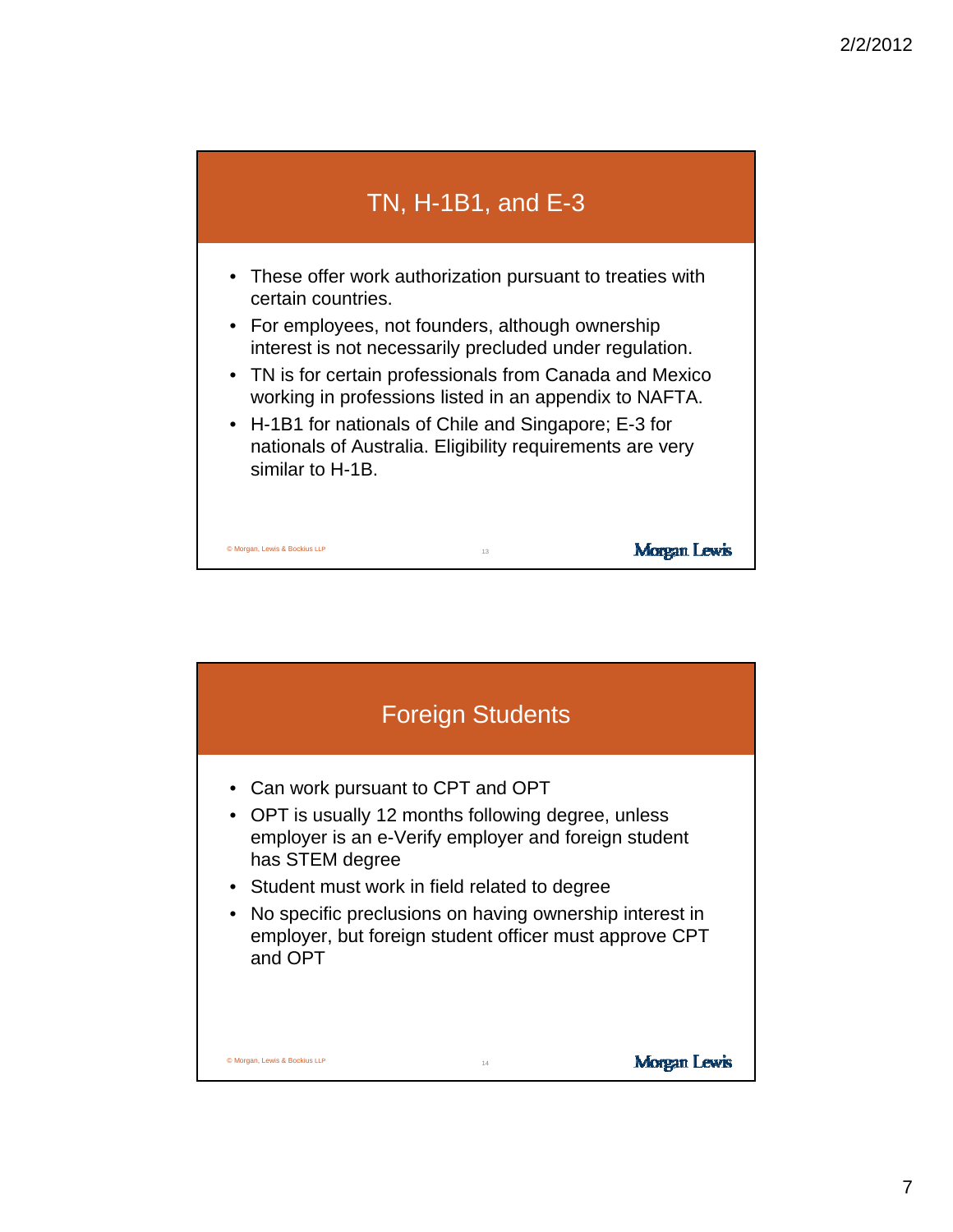## TN, H-1B1, and E-3

- These offer work authorization pursuant to treaties with certain countries.
- For employees, not founders, although ownership interest is not necessarily precluded under regulation.
- TN is for certain professionals from Canada and Mexico working in professions listed in an appendix to NAFTA.
- H-1B1 for nationals of Chile and Singapore; E-3 for nationals of Australia. Eligibility requirements are very similar to H-1B.

## Foreign Students

- Can work pursuant to CPT and OPT
- OPT is usually 12 months following degree, unless employer is an e-Verify employer and foreign student has STEM degree
- Student must work in field related to degree
- No specific preclusions on having ownership interest in employer, but foreign student officer must approve CPT and OPT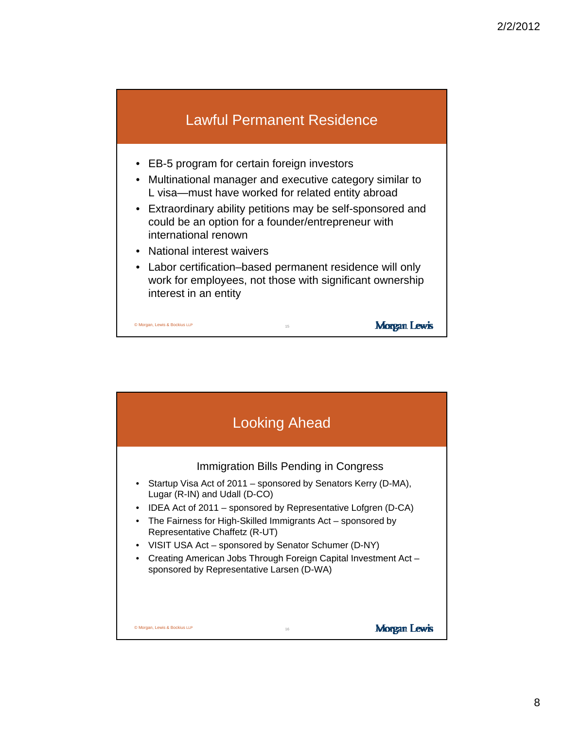## Lawful Permanent Residence

- EB-5 program for certain foreign investors
- Multinational manager and executive category similar to L visa—must have worked for related entity abroad
- Extraordinary ability petitions may be self-sponsored and could be an option for a founder/entrepreneur with international renown
- National interest waivers
- Labor certification–based permanent residence will only work for employees, not those with significant ownership interest in an entity

© Morgan, Lewis & Bockius LLP

## Looking Ahead

### Immigration Bills Pending in Congress

- Startup Visa Act of 2011 – sponsored by Senators Kerry (D-MA), Lugar (R-IN) and Udall (D-CO)
- IDEA Act of 2011 – sponsored by Representative Lofgren (D-CA)
- The Fairness for High-Skilled Immigrants Act – sponsored by Representative Chaffetz (R-UT)
- VISIT USA Act – sponsored by Senator Schumer (D-NY)
- Creating American Jobs Through Foreign Capital Investment Act – sponsored by Representative Larsen (D-WA)

© Morgan, Lewis & Bockius LLP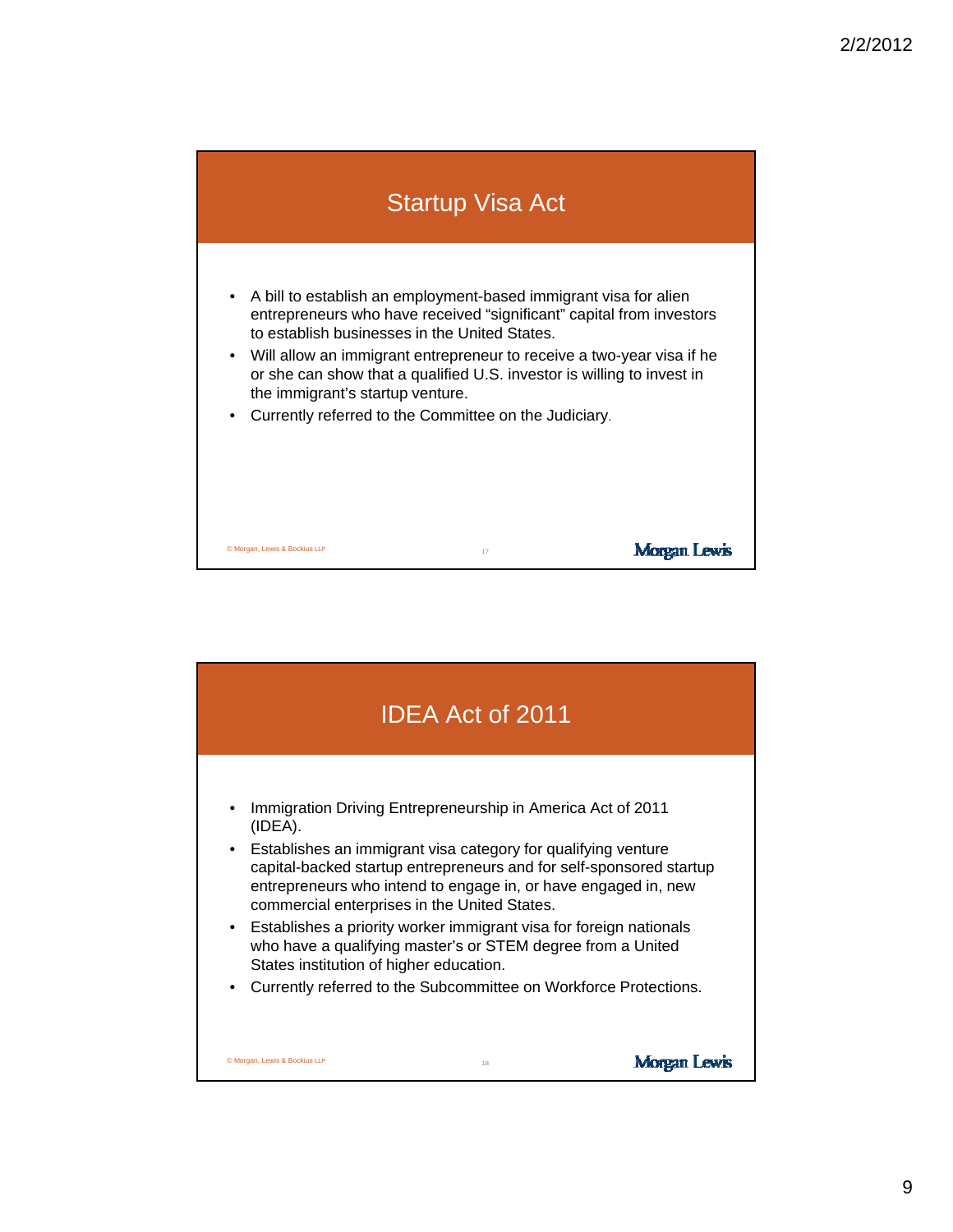## Startup Visa Act

- A bill to establish an employment-based immigrant visa for alien entrepreneurs who have received “significant” capital from investors to establish businesses in the United States.
- Will allow an immigrant entrepreneur to receive a two-year visa if he or she can show that a qualified U.S. investor is willing to invest in the immigrant’s startup venture.
- Currently referred to the Committee on the Judiciary.

© Morgan, Lewis & Bockius LLP

Morgan Lewis

## IDEA Act of 2011

- Immigration Driving Entrepreneurship in America Act of 2011 (IDEA).
- Establishes an immigrant visa category for qualifying venture capital-backed startup entrepreneurs and for self-sponsored startup entrepreneurs who intend to engage in, or have engaged in, new commercial enterprises in the United States.
- Establishes a priority worker immigrant visa for foreign nationals who have a qualifying master’s or STEM degree from a United States institution of higher education.
- Currently referred to the Subcommittee on Workforce Protections.

© Morgan, Lewis & Bockius LLP

Morgan Lewis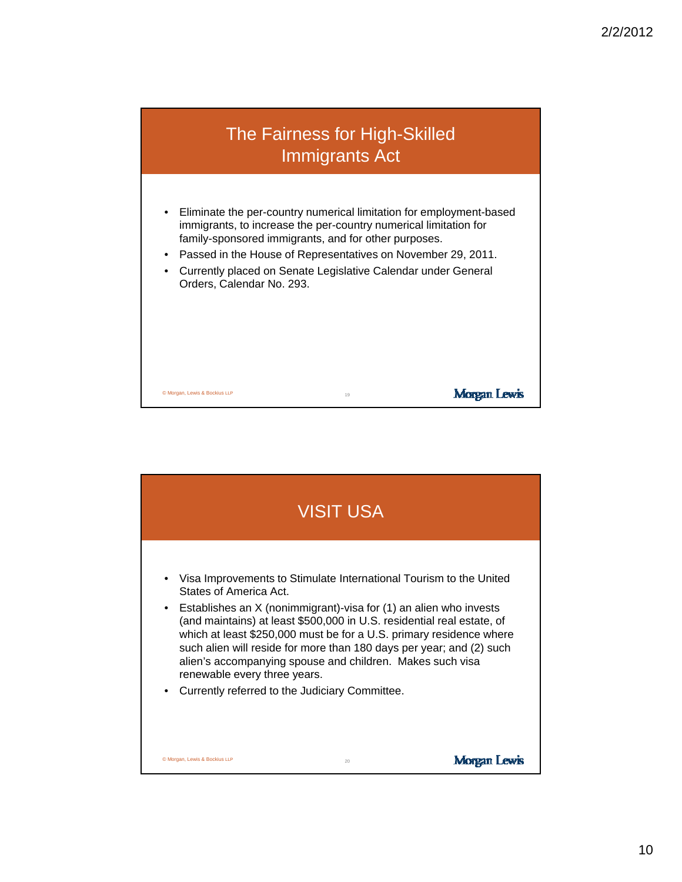## The Fairness for High-Skilled Immigrants Act

- Eliminate the per-country numerical limitation for employment-based immigrants, to increase the per-country numerical limitation for family-sponsored immigrants, and for other purposes.
- Passed in the House of Representatives on November 29, 2011.
- Currently placed on Senate Legislative Calendar under General Orders, Calendar No. 293.

## VISIT USA

- Visa Improvements to Stimulate International Tourism to the United States of America Act.
- Establishes an X (nonimmigrant)-visa for (1) an alien who invests (and maintains) at least $500,000 in U.S. residential real estate, of which at least $250,000 must be for a U.S. primary residence where such alien will reside for more than 180 days per year; and (2) such alien's accompanying spouse and children. Makes such visa renewable every three years.
- Currently referred to the Judiciary Committee.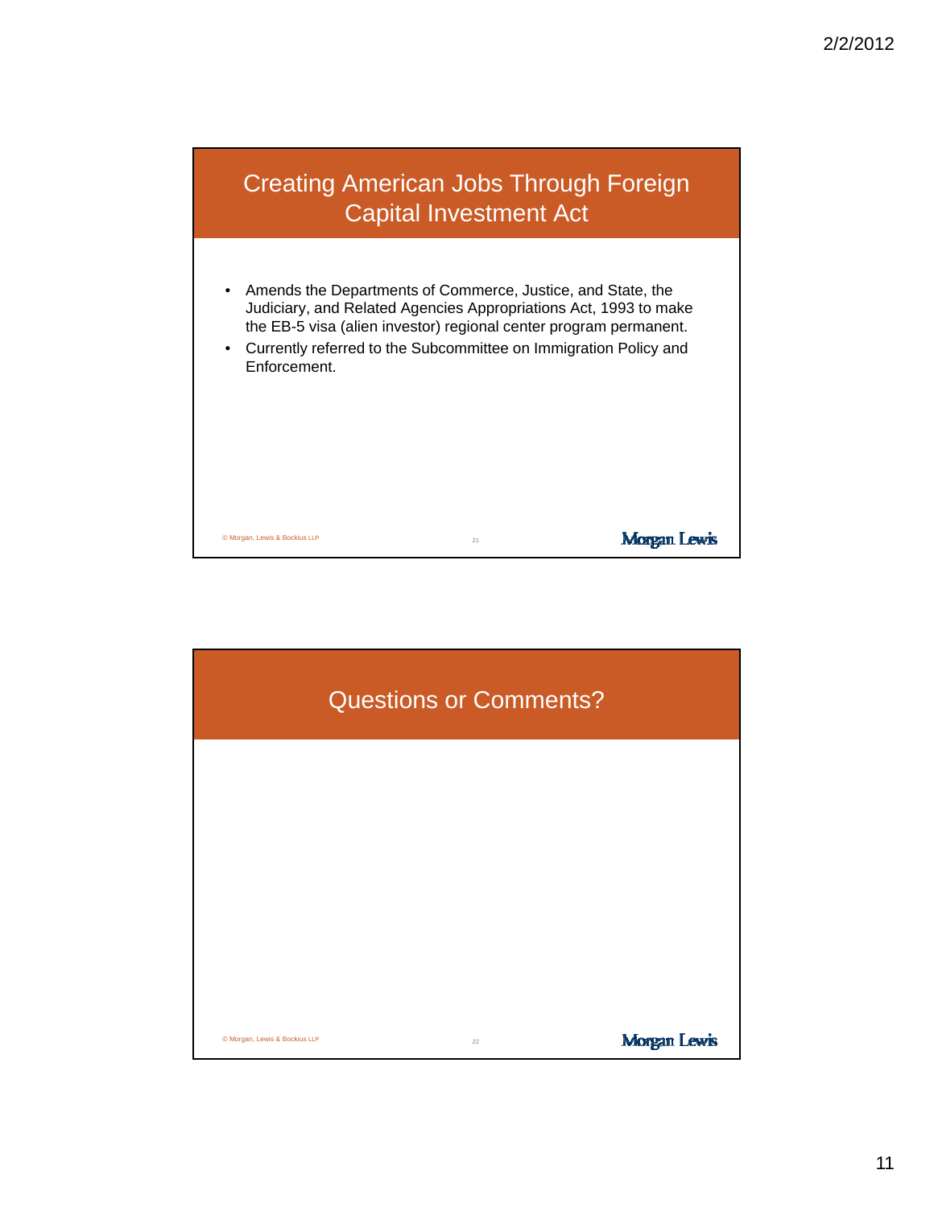## Creating American Jobs Through Foreign Capital Investment Act

- Amends the Departments of Commerce, Justice, and State, the Judiciary, and Related Agencies Appropriations Act, 1993 to make the EB-5 visa (alien investor) regional center program permanent.
- Currently referred to the Subcommittee on Immigration Policy and Enforcement.

## Questions or Comments?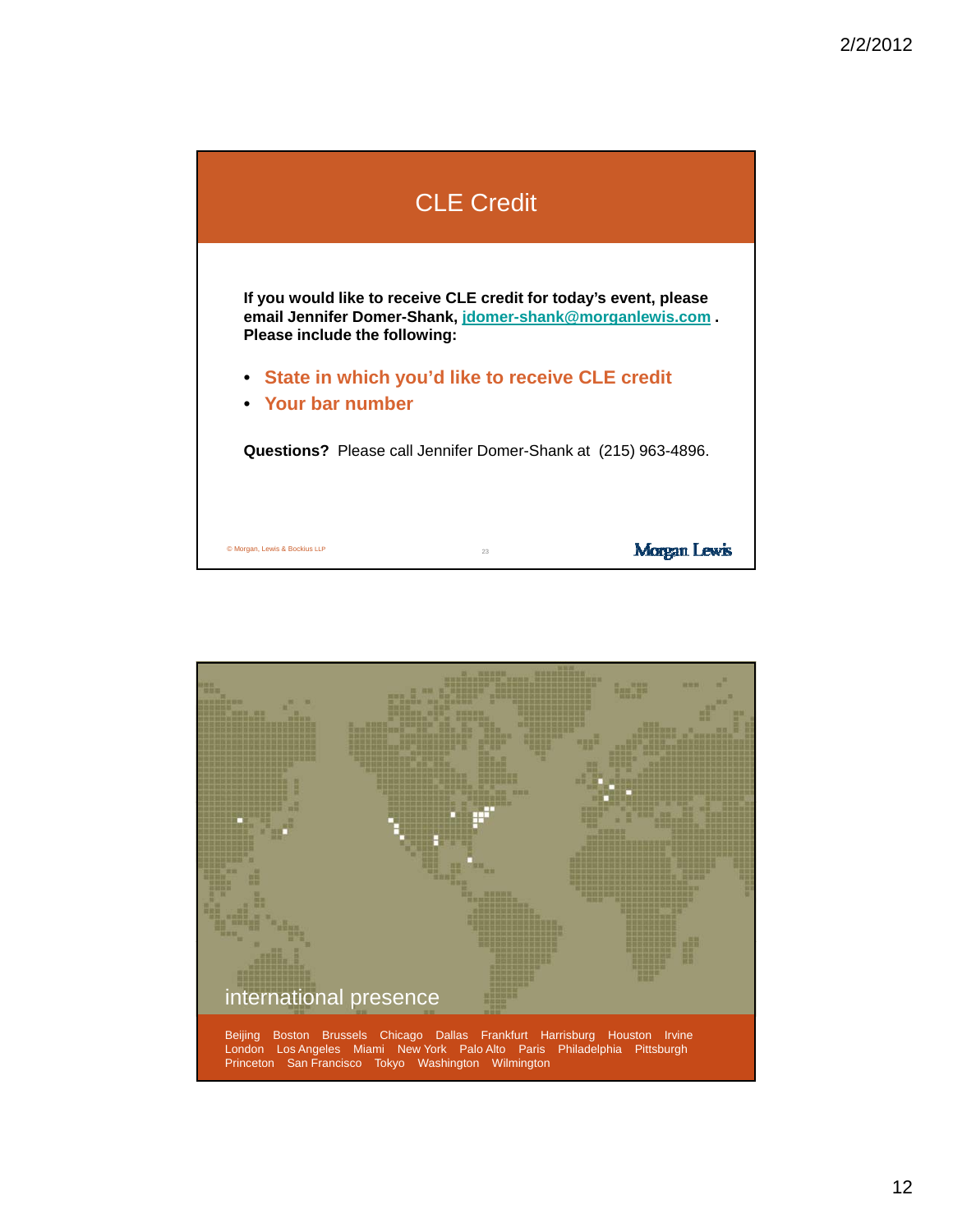# CLE Credit

**If you would like to receive CLE credit for today's event, please email Jennifer Domer-Shank, jdomer-shank@morganlewis.com . Please include the following:**

- **State in which you'd like to receive CLE credit**
- **Your bar number**

**Questions?** Please call Jennifer Domer-Shank at (215) 963-4896.

© Morgan, Lewis & Bockius LLP

Morgan Lewis

international presence

Beijing Boston Brussels Chicago Dallas Frankfurt Harrisburg Houston Irvine London Los Angeles Miami New York Palo Alto Paris Philadelphia Pittsburgh Princeton San Francisco Tokyo Washington Wilmington